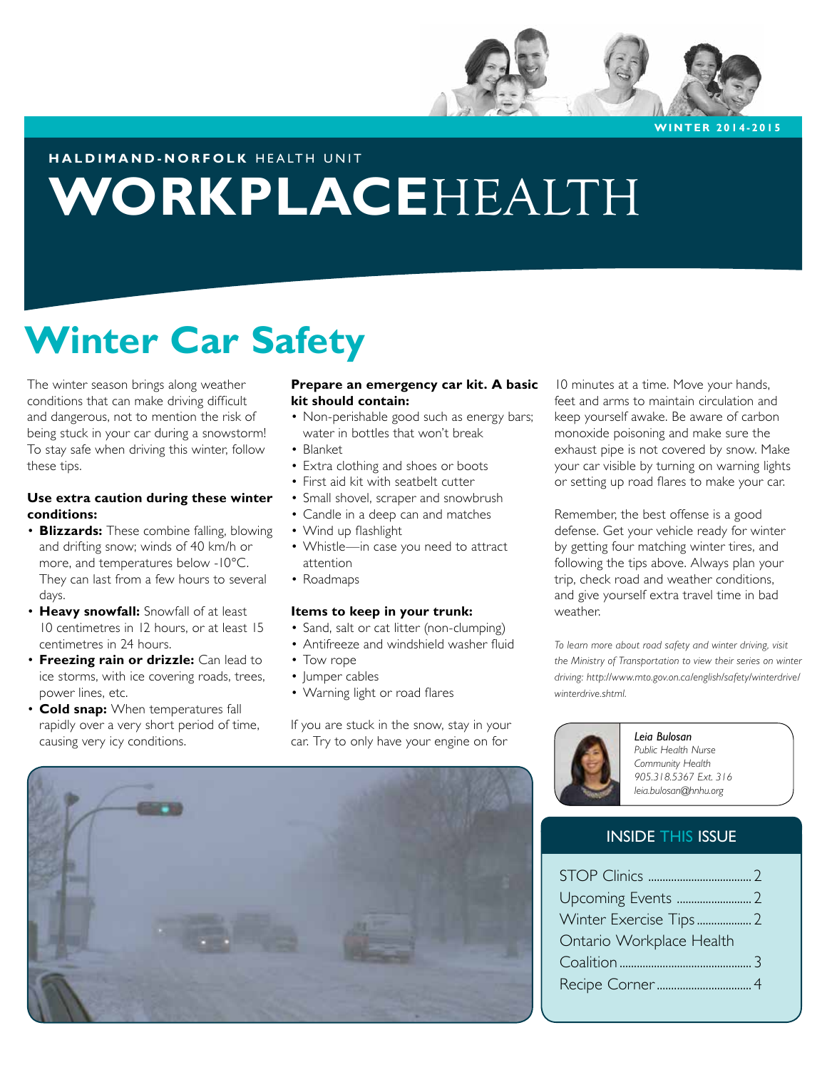WINTER 2014-2015

**HALDIMAND-NORFOLK** HEALTH UNIT

# WORKPLACEHEALTH

## Winter Car Safety

The winter season brings along weather conditions that can make driving difficult and dangerous, not to mention the risk of being stuck in your car during a snowstorm! To stay safe when driving this winter, follow these tips.

**Use extra caution during these winter conditions:**

- **Blizzards:** These combine falling, blowing and drifting snow; winds of 40 km/h or more, and temperatures below -10°C. They can last from a few hours to several days.
- **Heavy snowfall:** Snowfall of at least 10 centimetres in 12 hours, or at least 15 centimetres in 24 hours.
- **Freezing rain or drizzle:** Can lead to ice storms, with ice covering roads, trees, power lines, etc.
- **Cold snap:** When temperatures fall rapidly over a very short period of time, causing very icy conditions.

**Prepare an emergency car kit. A basic kit should contain:**

- Non-perishable good such as energy bars; water in bottles that won't break
- Blanket
- Extra clothing and shoes or boots
- First aid kit with seatbelt cutter
- Small shovel, scraper and snowbrush
- Candle in a deep can and matches
- Wind up flashlight
- Whistle—in case you need to attract attention
- Roadmaps

**Items to keep in your trunk:**

- Sand, salt or cat litter (non-clumping)
- Antifreeze and windshield washer fluid
- Tow rope
- Jumper cables
- Warning light or road flares

If you are stuck in the snow, stay in your car. Try to only have your engine on for 10 minutes at a time. Move your hands, feet and arms to maintain circulation and keep yourself awake. Be aware of carbon monoxide poisoning and make sure the exhaust pipe is not covered by snow. Make your car visible by turning on warning lights or setting up road flares to make your car.

Remember, the best offense is a good defense. Get your vehicle ready for winter by getting four matching winter tires, and following the tips above. Always plan your trip, check road and weather conditions, and give yourself extra travel time in bad weather.

*To learn more about road safety and winter driving, visit the Ministry of Transportation to view their series on winter driving: http://www.mto.gov.on.ca/english/safety/winterdrive/winterdrive.shtml.*

***Leia Bulosan***
*Public Health Nurse*
*Community Health*
*905.318.5367 Ext. 316*
*leia.bulosan@hnhu.org*

### INSIDE THIS ISSUE

| | |
|---|---|
| STOP Clinics | 2 |
| Upcoming Events | 2 |
| Winter Exercise Tips | 2 |
| Ontario Workplace Health Coalition | 3 |
| Recipe Corner | 4 |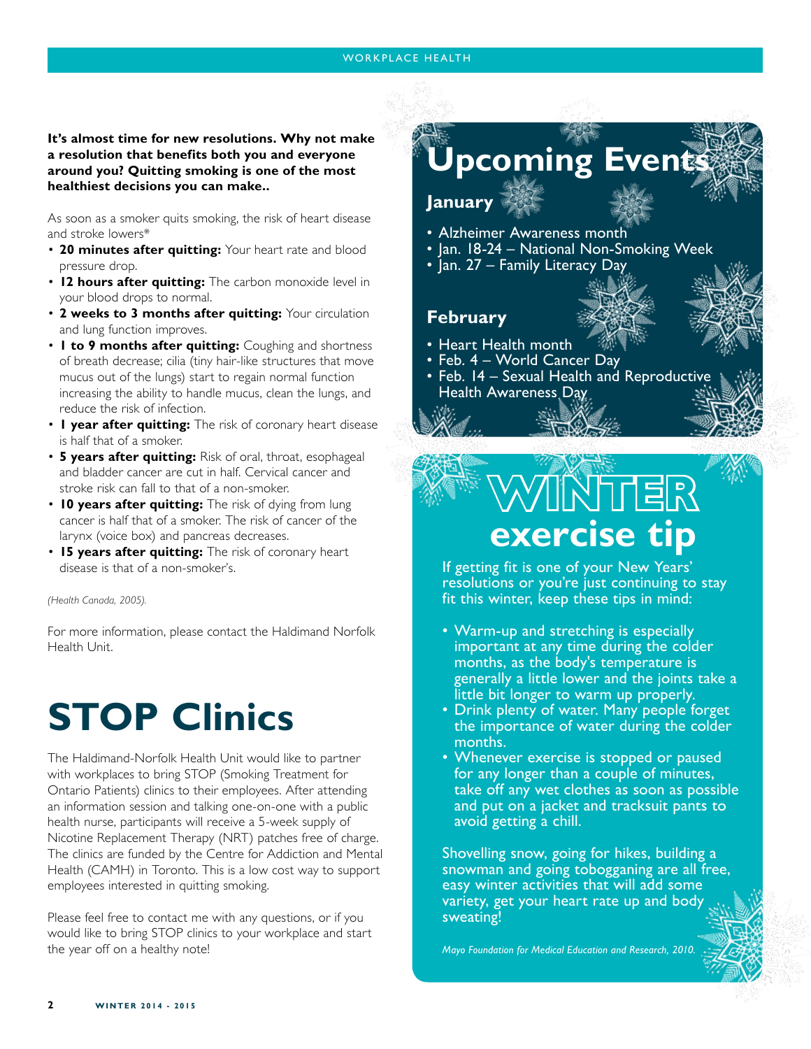**It's almost time for new resolutions. Why not make a resolution that benefits both you and everyone around you? Quitting smoking is one of the most healthiest decisions you can make..**

As soon as a smoker quits smoking, the risk of heart disease and stroke lowers*

- **20 minutes after quitting:** Your heart rate and blood pressure drop.
- **12 hours after quitting:** The carbon monoxide level in your blood drops to normal.
- **2 weeks to 3 months after quitting:** Your circulation and lung function improves.
- **1 to 9 months after quitting:** Coughing and shortness of breath decrease; cilia (tiny hair-like structures that move mucus out of the lungs) start to regain normal function increasing the ability to handle mucus, clean the lungs, and reduce the risk of infection.
- **1 year after quitting:** The risk of coronary heart disease is half that of a smoker.
- **5 years after quitting:** Risk of oral, throat, esophageal and bladder cancer are cut in half. Cervical cancer and stroke risk can fall to that of a non-smoker.
- **10 years after quitting:** The risk of dying from lung cancer is half that of a smoker. The risk of cancer of the larynx (voice box) and pancreas decreases.
- **15 years after quitting:** The risk of coronary heart disease is that of a non-smoker's.

*(Health Canada, 2005).*

For more information, please contact the Haldimand Norfolk Health Unit.

# STOP Clinics

The Haldimand-Norfolk Health Unit would like to partner with workplaces to bring STOP (Smoking Treatment for Ontario Patients) clinics to their employees. After attending an information session and talking one-on-one with a public health nurse, participants will receive a 5-week supply of Nicotine Replacement Therapy (NRT) patches free of charge. The clinics are funded by the Centre for Addiction and Mental Health (CAMH) in Toronto. This is a low cost way to support employees interested in quitting smoking.

Please feel free to contact me with any questions, or if you would like to bring STOP clinics to your workplace and start the year off on a healthy note!

# Upcoming Events

## January

- Alzheimer Awareness month
- Jan. 18-24 – National Non-Smoking Week
- Jan. 27 – Family Literacy Day

## February

- Heart Health month
- Feb. 4 – World Cancer Day
- Feb. 14 – Sexual Health and Reproductive Health Awareness Day

# WINTER exercise tip

If getting fit is one of your New Years' resolutions or you're just continuing to stay fit this winter, keep these tips in mind:

- Warm-up and stretching is especially important at any time during the colder months, as the body's temperature is generally a little lower and the joints take a little bit longer to warm up properly.
- Drink plenty of water. Many people forget the importance of water during the colder months.
- Whenever exercise is stopped or paused for any longer than a couple of minutes, take off any wet clothes as soon as possible and put on a jacket and tracksuit pants to avoid getting a chill.

Shovelling snow, going for hikes, building a snowman and going tobogganing are all free, easy winter activities that will add some variety, get your heart rate up and body sweating!

*Mayo Foundation for Medical Education and Research, 2010.*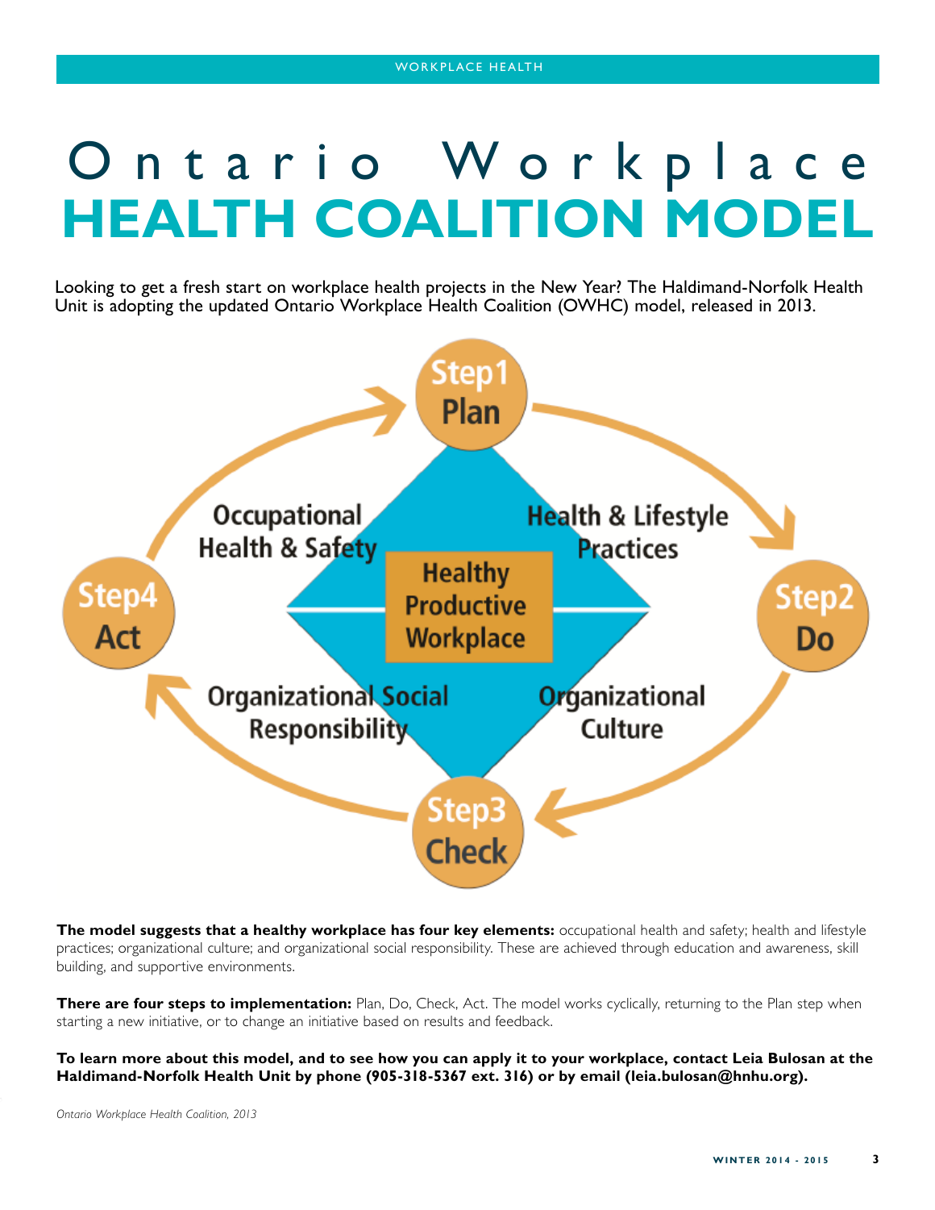# Ontario Workplace HEALTH COALITION MODEL

Looking to get a fresh start on workplace health projects in the New Year? The Haldimand-Norfolk Health Unit is adopting the updated Ontario Workplace Health Coalition (OWHC) model, released in 2013.

Step1 Plan

Step2 Do

Step3 Check

Step4 Act

Occupational Health & Safety

Health & Lifestyle Practices

Healthy Productive Workplace

Organizational Social Responsibility

Organizational Culture

**The model suggests that a healthy workplace has four key elements:** occupational health and safety; health and lifestyle practices; organizational culture; and organizational social responsibility. These are achieved through education and awareness, skill building, and supportive environments.

**There are four steps to implementation:** Plan, Do, Check, Act. The model works cyclically, returning to the Plan step when starting a new initiative, or to change an initiative based on results and feedback.

**To learn more about this model, and to see how you can apply it to your workplace, contact Leia Bulosan at the Haldimand-Norfolk Health Unit by phone (905-318-5367 ext. 316) or by email (leia.bulosan@hnhu.org).**

*Ontario Workplace Health Coalition, 2013*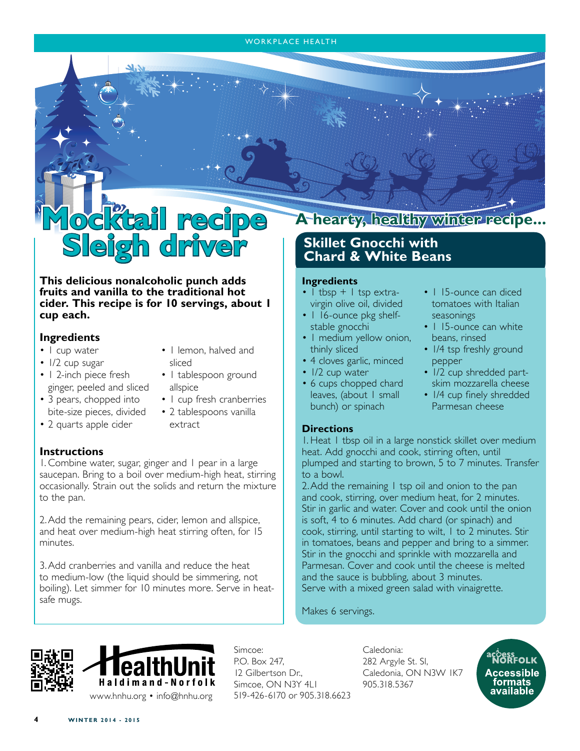WORKPLACE HEALTH

# Mocktail recipe Sleigh driver

**This delicious nonalcoholic punch adds fruits and vanilla to the traditional hot cider. This recipe is for 10 servings, about 1 cup each.**

### Ingredients

- 1 cup water
- 1/2 cup sugar
- 1 2-inch piece fresh ginger, peeled and sliced
- 3 pears, chopped into bite-size pieces, divided
- 2 quarts apple cider
- 1 lemon, halved and sliced
- 1 tablespoon ground allspice
- 1 cup fresh cranberries
- 2 tablespoons vanilla extract

### Instructions

1. Combine water, sugar, ginger and 1 pear in a large saucepan. Bring to a boil over medium-high heat, stirring occasionally. Strain out the solids and return the mixture to the pan.

2. Add the remaining pears, cider, lemon and allspice, and heat over medium-high heat stirring often, for 15 minutes.

3. Add cranberries and vanilla and reduce the heat to medium-low (the liquid should be simmering, not boiling). Let simmer for 10 minutes more. Serve in heat-safe mugs.

# A hearty, healthy winter recipe...

## Skillet Gnocchi with Chard & White Beans

### Ingredients

- 1 tbsp + 1 tsp extra-virgin olive oil, divided
- 1 16-ounce pkg shelf-stable gnocchi
- 1 medium yellow onion, thinly sliced
- 4 cloves garlic, minced
- 1/2 cup water
- 6 cups chopped chard leaves, (about 1 small bunch) or spinach
- 1 15-ounce can diced tomatoes with Italian seasonings
- 1 15-ounce can white beans, rinsed
- 1/4 tsp freshly ground pepper
- 1/2 cup shredded part-skim mozzarella cheese
- 1/4 cup finely shredded Parmesan cheese

### Directions

1. Heat 1 tbsp oil in a large nonstick skillet over medium heat. Add gnocchi and cook, stirring often, until plumped and starting to brown, 5 to 7 minutes. Transfer to a bowl.

2. Add the remaining 1 tsp oil and onion to the pan and cook, stirring, over medium heat, for 2 minutes. Stir in garlic and water. Cover and cook until the onion is soft, 4 to 6 minutes. Add chard (or spinach) and cook, stirring, until starting to wilt, 1 to 2 minutes. Stir in tomatoes, beans and pepper and bring to a simmer. Stir in the gnocchi and sprinkle with mozzarella and Parmesan. Cover and cook until the cheese is melted and the sauce is bubbling, about 3 minutes.
Serve with a mixed green salad with vinaigrette.

Makes 6 servings.

HealthUnit Haldimand-Norfolk
www.hnhu.org • info@hnhu.org

Simcoe:
P.O. Box 247,
12 Gilbertson Dr.,
Simcoe, ON N3Y 4L1
519-426-6170 or 905.318.6623

Caledonia:
282 Argyle St. S,
Caledonia, ON N3W 1K7
905.318.5367

access NORFOLK
Accessible formats available

WINTER 2014 - 2015